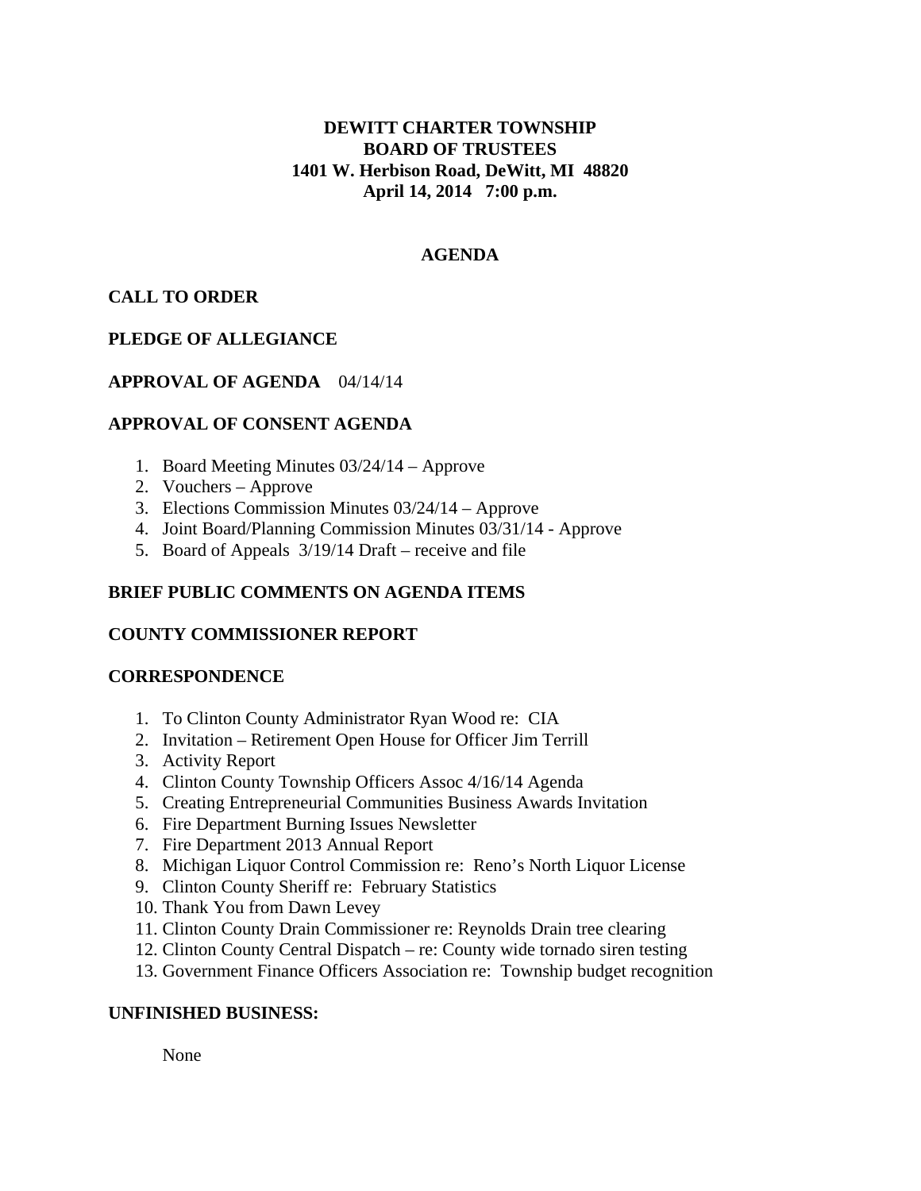**DEWITT CHARTER TOWNSHIP**
**BOARD OF TRUSTEES**
**1401 W. Herbison Road, DeWitt, MI 48820**
**April 14, 2014 7:00 p.m.**

## AGENDA

### CALL TO ORDER

### PLEDGE OF ALLEGIANCE

### APPROVAL OF AGENDA 04/14/14

### APPROVAL OF CONSENT AGENDA

1. Board Meeting Minutes 03/24/14 – Approve
2. Vouchers – Approve
3. Elections Commission Minutes 03/24/14 – Approve
4. Joint Board/Planning Commission Minutes 03/31/14 - Approve
5. Board of Appeals 3/19/14 Draft – receive and file

### BRIEF PUBLIC COMMENTS ON AGENDA ITEMS

### COUNTY COMMISSIONER REPORT

### CORRESPONDENCE

1. To Clinton County Administrator Ryan Wood re: CIA
2. Invitation – Retirement Open House for Officer Jim Terrill
3. Activity Report
4. Clinton County Township Officers Assoc 4/16/14 Agenda
5. Creating Entrepreneurial Communities Business Awards Invitation
6. Fire Department Burning Issues Newsletter
7. Fire Department 2013 Annual Report
8. Michigan Liquor Control Commission re: Reno's North Liquor License
9. Clinton County Sheriff re: February Statistics
10. Thank You from Dawn Levey
11. Clinton County Drain Commissioner re: Reynolds Drain tree clearing
12. Clinton County Central Dispatch – re: County wide tornado siren testing
13. Government Finance Officers Association re: Township budget recognition

### UNFINISHED BUSINESS:

None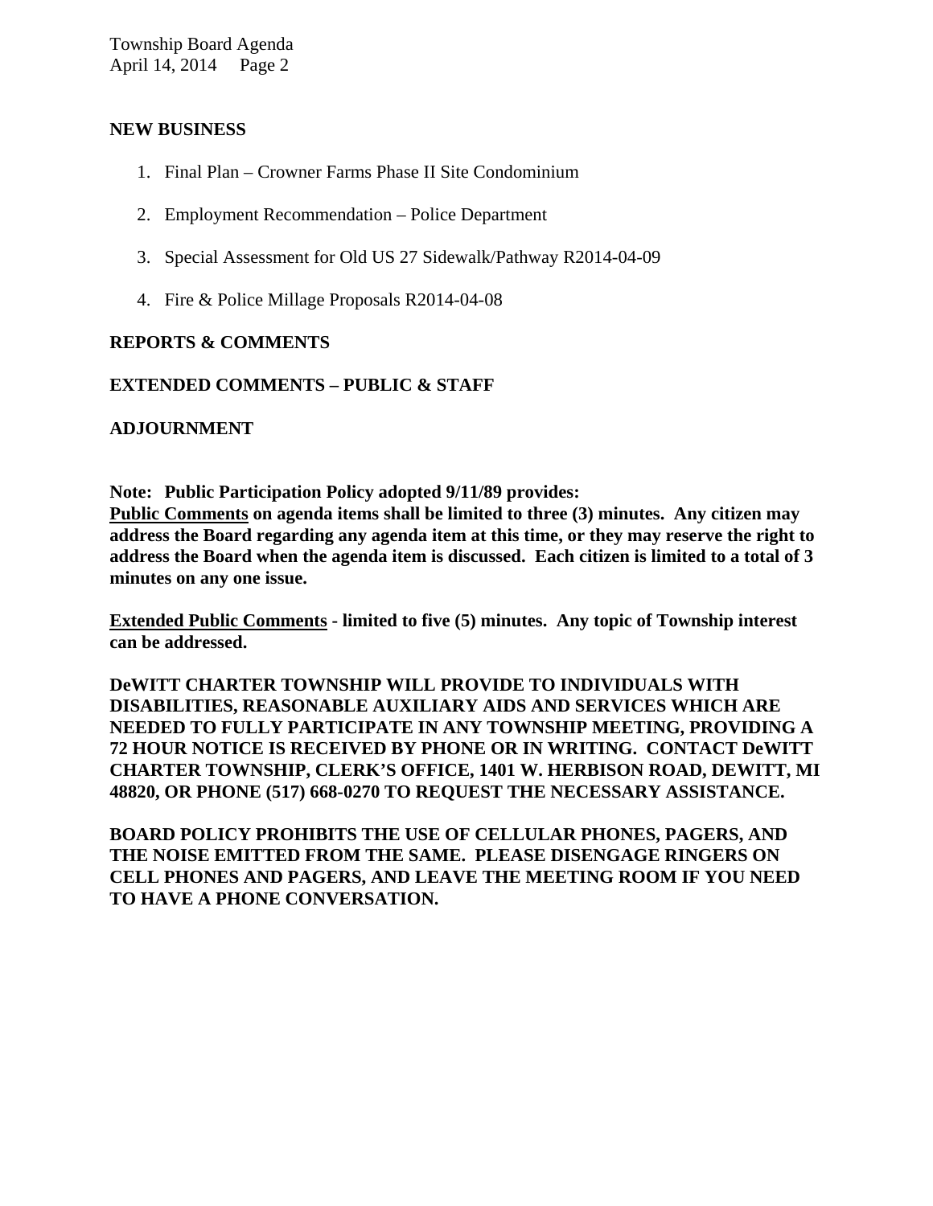## NEW BUSINESS

1. Final Plan – Crowner Farms Phase II Site Condominium
2. Employment Recommendation – Police Department
3. Special Assessment for Old US 27 Sidewalk/Pathway R2014-04-09
4. Fire & Police Millage Proposals R2014-04-08

## REPORTS & COMMENTS

## EXTENDED COMMENTS – PUBLIC & STAFF

## ADJOURNMENT

**Note: Public Participation Policy adopted 9/11/89 provides:**
**Public Comments on agenda items shall be limited to three (3) minutes. Any citizen may address the Board regarding any agenda item at this time, or they may reserve the right to address the Board when the agenda item is discussed. Each citizen is limited to a total of 3 minutes on any one issue.**

**Extended Public Comments - limited to five (5) minutes. Any topic of Township interest can be addressed.**

**DeWITT CHARTER TOWNSHIP WILL PROVIDE TO INDIVIDUALS WITH DISABILITIES, REASONABLE AUXILIARY AIDS AND SERVICES WHICH ARE NEEDED TO FULLY PARTICIPATE IN ANY TOWNSHIP MEETING, PROVIDING A 72 HOUR NOTICE IS RECEIVED BY PHONE OR IN WRITING. CONTACT DeWITT CHARTER TOWNSHIP, CLERK'S OFFICE, 1401 W. HERBISON ROAD, DEWITT, MI 48820, OR PHONE (517) 668-0270 TO REQUEST THE NECESSARY ASSISTANCE.**

**BOARD POLICY PROHIBITS THE USE OF CELLULAR PHONES, PAGERS, AND THE NOISE EMITTED FROM THE SAME. PLEASE DISENGAGE RINGERS ON CELL PHONES AND PAGERS, AND LEAVE THE MEETING ROOM IF YOU NEED TO HAVE A PHONE CONVERSATION.**